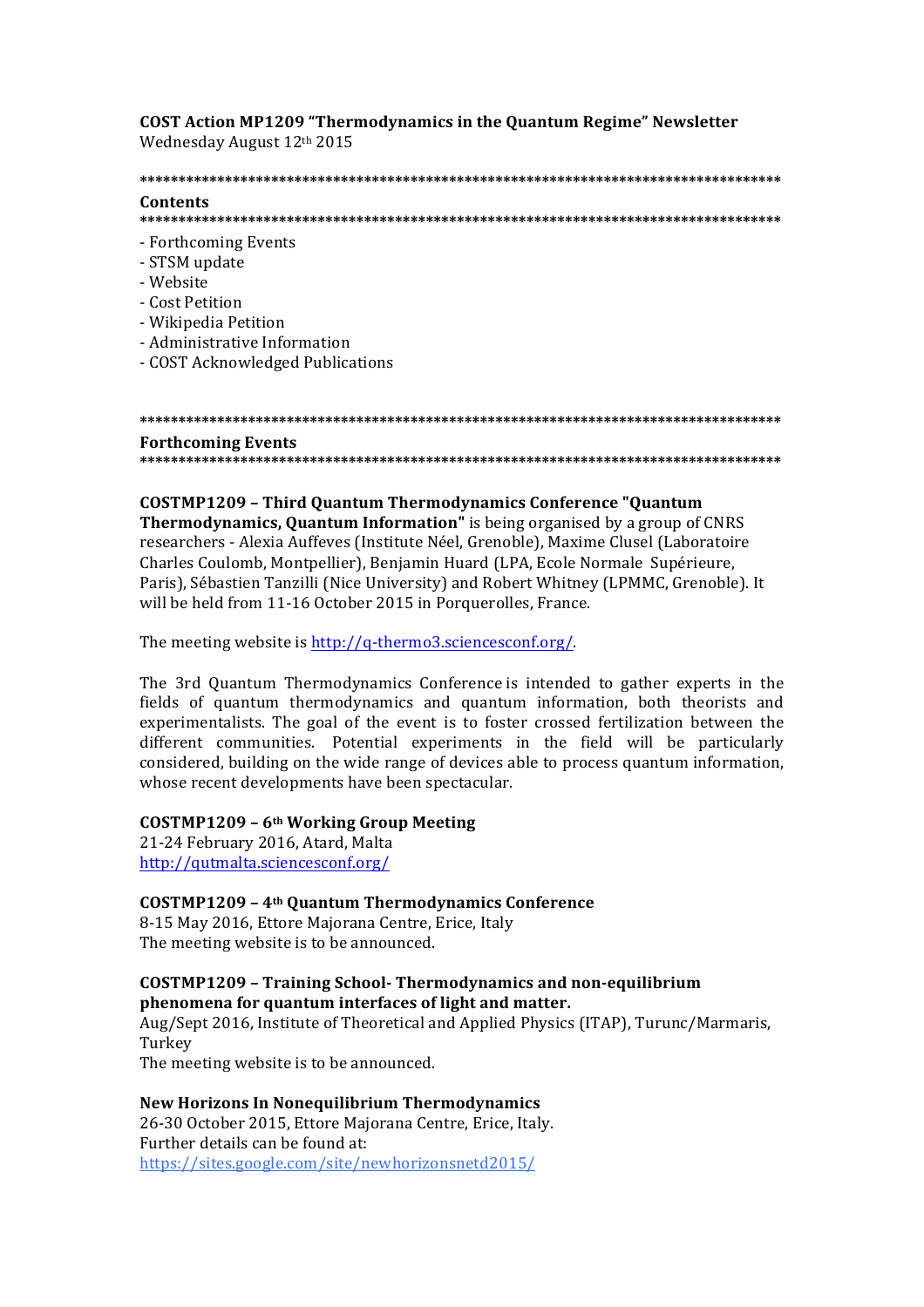**COST Action MP1209 "Thermodynamics in the Quantum Regime" Newsletter**
Wednesday August 12th 2015

************************************************************************************

**Contents**

************************************************************************************

- Forthcoming Events
- STSM update
- Website
- Cost Petition
- Wikipedia Petition
- Administrative Information
- COST Acknowledged Publications

************************************************************************************

**Forthcoming Events**

************************************************************************************

**COSTMP1209 – Third Quantum Thermodynamics Conference "Quantum Thermodynamics, Quantum Information"** is being organised by a group of CNRS researchers - Alexia Auffeves (Institute Néel, Grenoble), Maxime Clusel (Laboratoire Charles Coulomb, Montpellier), Benjamin Huard (LPA, Ecole Normale Supérieure, Paris), Sébastien Tanzilli (Nice University) and Robert Whitney (LPMMC, Grenoble). It will be held from 11-16 October 2015 in Porquerolles, France.

The meeting website is http://q-thermo3.sciencesconf.org/.

The 3rd Quantum Thermodynamics Conference is intended to gather experts in the fields of quantum thermodynamics and quantum information, both theorists and experimentalists. The goal of the event is to foster crossed fertilization between the different communities. Potential experiments in the field will be particularly considered, building on the wide range of devices able to process quantum information, whose recent developments have been spectacular.

**COSTMP1209 – 6th Working Group Meeting**
21-24 February 2016, Atard, Malta
http://qutmalta.sciencesconf.org/

**COSTMP1209 – 4th Quantum Thermodynamics Conference**
8-15 May 2016, Ettore Majorana Centre, Erice, Italy
The meeting website is to be announced.

**COSTMP1209 – Training School- Thermodynamics and non-equilibrium phenomena for quantum interfaces of light and matter.**
Aug/Sept 2016, Institute of Theoretical and Applied Physics (ITAP), Turunc/Marmaris, Turkey
The meeting website is to be announced.

**New Horizons In Nonequilibrium Thermodynamics**
26-30 October 2015, Ettore Majorana Centre, Erice, Italy.
Further details can be found at:
https://sites.google.com/site/newhorizonsnetd2015/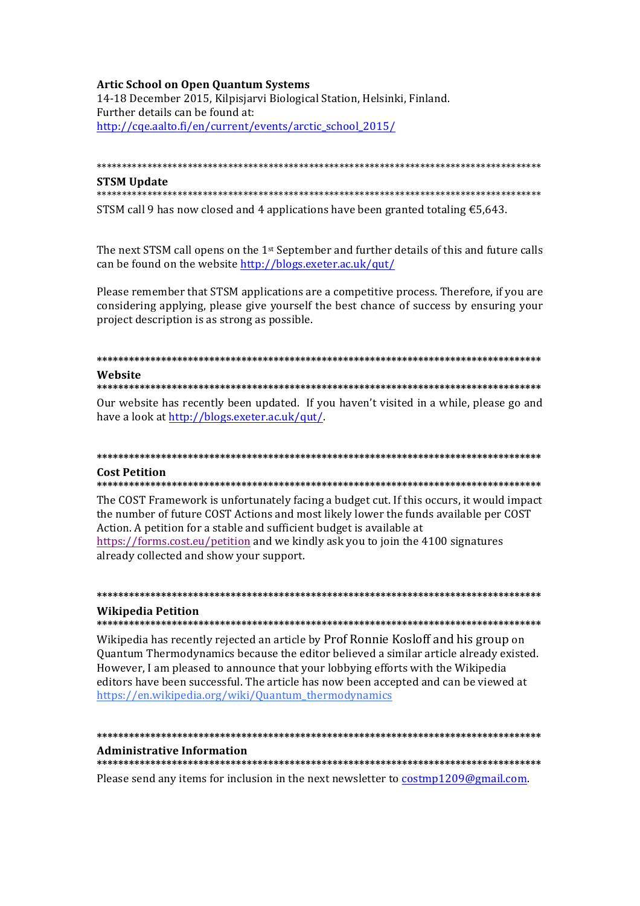**Artic School on Open Quantum Systems**
14-18 December 2015, Kilpisjarvi Biological Station, Helsinki, Finland.
Further details can be found at:
http://cqe.aalto.fi/en/current/events/arctic_school_2015/

******************************************************************************************
**STSM Update**
******************************************************************************************
STSM call 9 has now closed and 4 applications have been granted totaling €5,643.

The next STSM call opens on the 1st September and further details of this and future calls can be found on the website http://blogs.exeter.ac.uk/qut/

Please remember that STSM applications are a competitive process. Therefore, if you are considering applying, please give yourself the best chance of success by ensuring your project description is as strong as possible.

******************************************************************************************
**Website**
******************************************************************************************
Our website has recently been updated. If you haven't visited in a while, please go and have a look at http://blogs.exeter.ac.uk/qut/.

******************************************************************************************
**Cost Petition**
******************************************************************************************
The COST Framework is unfortunately facing a budget cut. If this occurs, it would impact the number of future COST Actions and most likely lower the funds available per COST Action. A petition for a stable and sufficient budget is available at https://forms.cost.eu/petition and we kindly ask you to join the 4100 signatures already collected and show your support.

******************************************************************************************
**Wikipedia Petition**
******************************************************************************************
Wikipedia has recently rejected an article by Prof Ronnie Kosloff and his group on Quantum Thermodynamics because the editor believed a similar article already existed. However, I am pleased to announce that your lobbying efforts with the Wikipedia editors have been successful. The article has now been accepted and can be viewed at https://en.wikipedia.org/wiki/Quantum_thermodynamics

******************************************************************************************
**Administrative Information**
******************************************************************************************
Please send any items for inclusion in the next newsletter to costmp1209@gmail.com.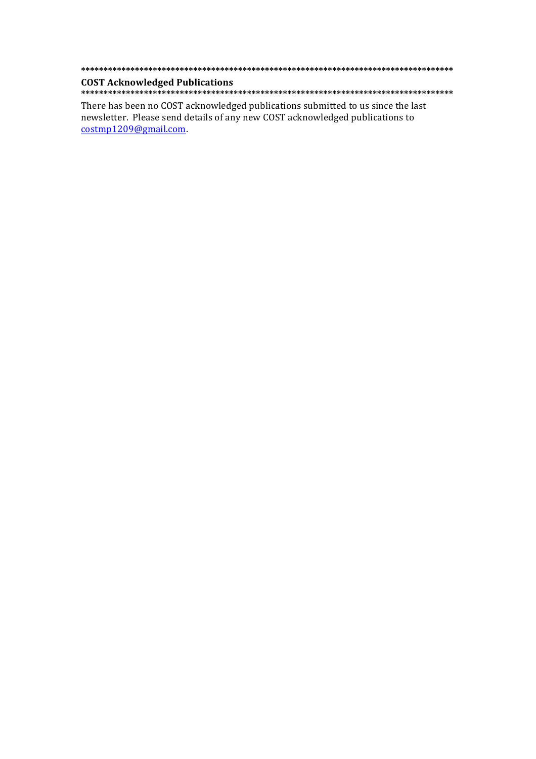************************************************************************************
**COST Acknowledged Publications**
************************************************************************************

There has been no COST acknowledged publications submitted to us since the last newsletter. Please send details of any new COST acknowledged publications to costmp1209@gmail.com.